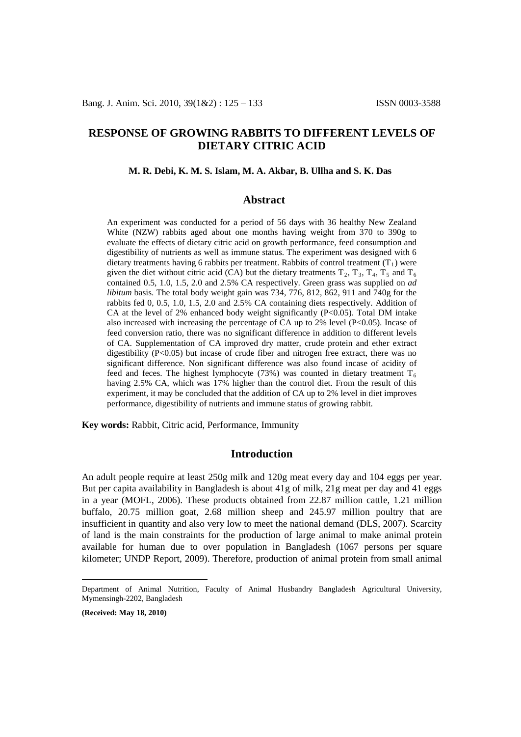# RESPONSE OF GROWING RABBITS TO DIFFERENT LEVELS OF DIETARY CITRIC ACID

**M. R. Debi, K. M. S. Islam, M. A. Akbar, B. Ullha and S. K. Das**

## Abstract

An experiment was conducted for a period of 56 days with 36 healthy New Zealand White (NZW) rabbits aged about one months having weight from 370 to 390g to evaluate the effects of dietary citric acid on growth performance, feed consumption and digestibility of nutrients as well as immune status. The experiment was designed with 6 dietary treatments having 6 rabbits per treatment. Rabbits of control treatment ($T_1$) were given the diet without citric acid (CA) but the dietary treatments $T_2$, $T_3$, $T_4$, $T_5$ and $T_6$ contained 0.5, 1.0, 1.5, 2.0 and 2.5% CA respectively. Green grass was supplied on *ad libitum* basis. The total body weight gain was 734, 776, 812, 862, 911 and 740g for the rabbits fed 0, 0.5, 1.0, 1.5, 2.0 and 2.5% CA containing diets respectively. Addition of CA at the level of 2% enhanced body weight significantly ($P<0.05$). Total DM intake also increased with increasing the percentage of CA up to 2% level ($P<0.05$). Incase of feed conversion ratio, there was no significant difference in addition to different levels of CA. Supplementation of CA improved dry matter, crude protein and ether extract digestibility ($P<0.05$) but incase of crude fiber and nitrogen free extract, there was no significant difference. Non significant difference was also found incase of acidity of feed and feces. The highest lymphocyte (73%) was counted in dietary treatment $T_6$ having 2.5% CA, which was 17% higher than the control diet. From the result of this experiment, it may be concluded that the addition of CA up to 2% level in diet improves performance, digestibility of nutrients and immune status of growing rabbit.

**Key words:** Rabbit, Citric acid, Performance, Immunity

## Introduction

An adult people require at least 250g milk and 120g meat every day and 104 eggs per year. But per capita availability in Bangladesh is about 41g of milk, 21g meat per day and 41 eggs in a year (MOFL, 2006). These products obtained from 22.87 million cattle, 1.21 million buffalo, 20.75 million goat, 2.68 million sheep and 245.97 million poultry that are insufficient in quantity and also very low to meet the national demand (DLS, 2007). Scarcity of land is the main constraints for the production of large animal to make animal protein available for human due to over population in Bangladesh (1067 persons per square kilometer; UNDP Report, 2009). Therefore, production of animal protein from small animal

---

Department of Animal Nutrition, Faculty of Animal Husbandry Bangladesh Agricultural University, Mymensingh-2202, Bangladesh

**(Received: May 18, 2010)**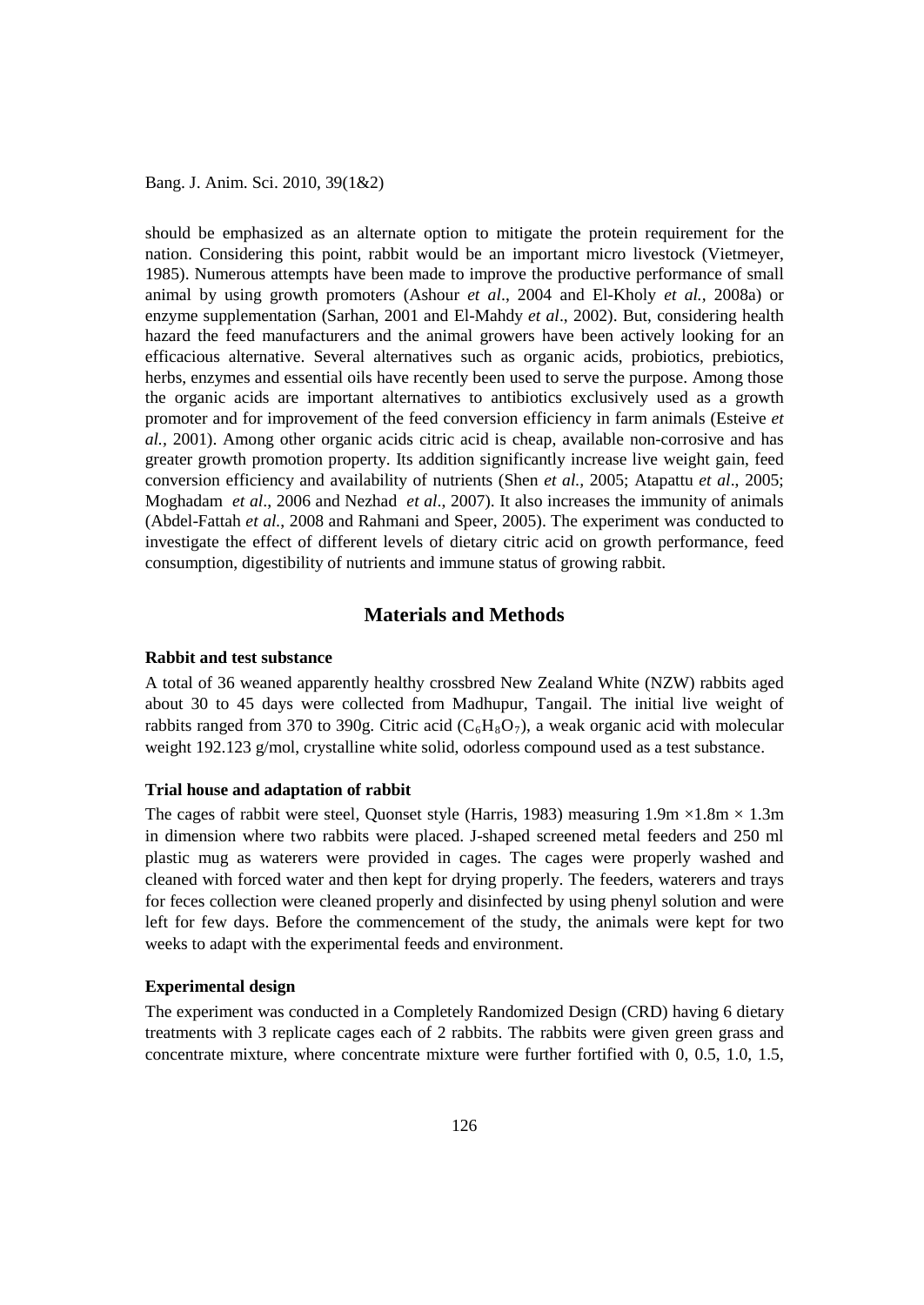should be emphasized as an alternate option to mitigate the protein requirement for the nation. Considering this point, rabbit would be an important micro livestock (Vietmeyer, 1985). Numerous attempts have been made to improve the productive performance of small animal by using growth promoters (Ashour *et al*., 2004 and El-Kholy *et al.,* 2008a) or enzyme supplementation (Sarhan, 2001 and El-Mahdy *et al*., 2002). But, considering health hazard the feed manufacturers and the animal growers have been actively looking for an efficacious alternative. Several alternatives such as organic acids, probiotics, prebiotics, herbs, enzymes and essential oils have recently been used to serve the purpose. Among those the organic acids are important alternatives to antibiotics exclusively used as a growth promoter and for improvement of the feed conversion efficiency in farm animals (Esteive *et al.,* 2001). Among other organic acids citric acid is cheap, available non-corrosive and has greater growth promotion property. Its addition significantly increase live weight gain, feed conversion efficiency and availability of nutrients (Shen *et al.,* 2005; Atapattu *et al*., 2005; Moghadam *et al*., 2006 and Nezhad *et al*., 2007). It also increases the immunity of animals (Abdel-Fattah *et al.*, 2008 and Rahmani and Speer, 2005). The experiment was conducted to investigate the effect of different levels of dietary citric acid on growth performance, feed consumption, digestibility of nutrients and immune status of growing rabbit.

## Materials and Methods

### Rabbit and test substance

A total of 36 weaned apparently healthy crossbred New Zealand White (NZW) rabbits aged about 30 to 45 days were collected from Madhupur, Tangail. The initial live weight of rabbits ranged from 370 to 390g. Citric acid ($C_6H_8O_7$), a weak organic acid with molecular weight 192.123 g/mol, crystalline white solid, odorless compound used as a test substance.

### Trial house and adaptation of rabbit

The cages of rabbit were steel, Quonset style (Harris, 1983) measuring 1.9m $\times$1.8m $\times$ 1.3m in dimension where two rabbits were placed. J-shaped screened metal feeders and 250 ml plastic mug as waterers were provided in cages. The cages were properly washed and cleaned with forced water and then kept for drying properly. The feeders, waterers and trays for feces collection were cleaned properly and disinfected by using phenyl solution and were left for few days. Before the commencement of the study, the animals were kept for two weeks to adapt with the experimental feeds and environment.

### Experimental design

The experiment was conducted in a Completely Randomized Design (CRD) having 6 dietary treatments with 3 replicate cages each of 2 rabbits. The rabbits were given green grass and concentrate mixture, where concentrate mixture were further fortified with 0, 0.5, 1.0, 1.5,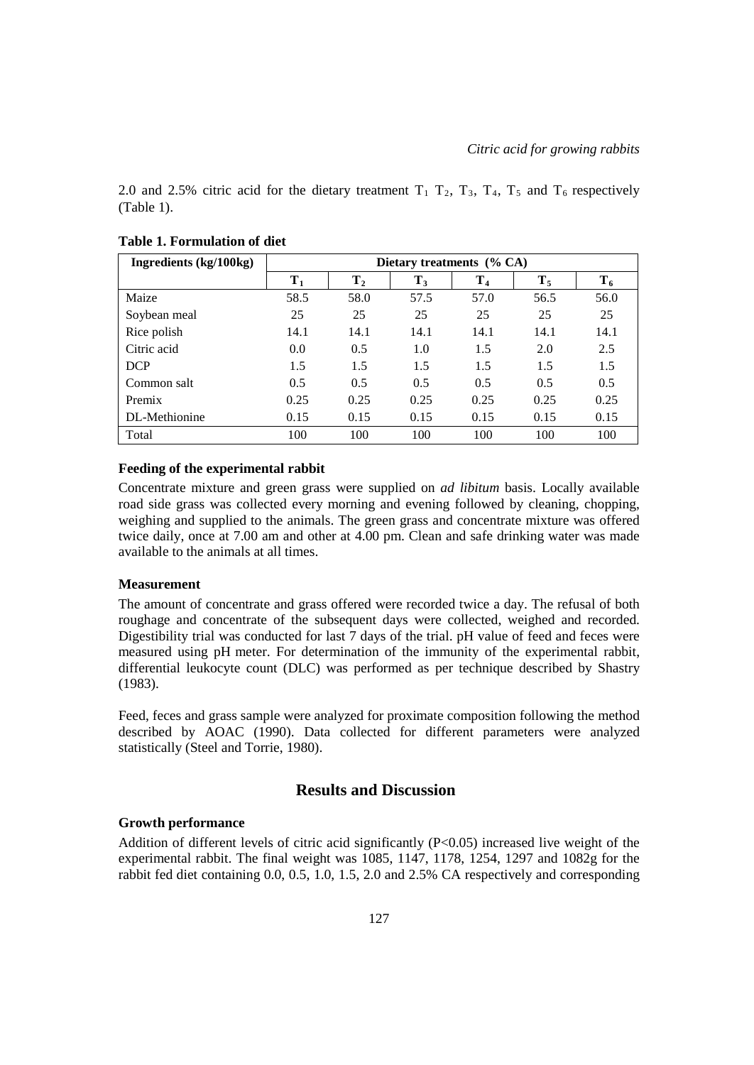2.0 and 2.5% citric acid for the dietary treatment $T_1$ $T_2$, $T_3$, $T_4$, $T_5$ and $T_6$ respectively (Table 1).

**Table 1. Formulation of diet**

| Ingredients (kg/100kg) | Dietary treatments (% CA) | | | | | |
|---|---|---|---|---|---|---|
| | $T_1$ | $T_2$ | $T_3$ | $T_4$ | $T_5$ | $T_6$ |
| Maize | 58.5 | 58.0 | 57.5 | 57.0 | 56.5 | 56.0 |
| Soybean meal | 25 | 25 | 25 | 25 | 25 | 25 |
| Rice polish | 14.1 | 14.1 | 14.1 | 14.1 | 14.1 | 14.1 |
| Citric acid | 0.0 | 0.5 | 1.0 | 1.5 | 2.0 | 2.5 |
| DCP | 1.5 | 1.5 | 1.5 | 1.5 | 1.5 | 1.5 |
| Common salt | 0.5 | 0.5 | 0.5 | 0.5 | 0.5 | 0.5 |
| Premix | 0.25 | 0.25 | 0.25 | 0.25 | 0.25 | 0.25 |
| DL-Methionine | 0.15 | 0.15 | 0.15 | 0.15 | 0.15 | 0.15 |
| Total | 100 | 100 | 100 | 100 | 100 | 100 |

### Feeding of the experimental rabbit

Concentrate mixture and green grass were supplied on *ad libitum* basis. Locally available road side grass was collected every morning and evening followed by cleaning, chopping, weighing and supplied to the animals. The green grass and concentrate mixture was offered twice daily, once at 7.00 am and other at 4.00 pm. Clean and safe drinking water was made available to the animals at all times.

### Measurement

The amount of concentrate and grass offered were recorded twice a day. The refusal of both roughage and concentrate of the subsequent days were collected, weighed and recorded. Digestibility trial was conducted for last 7 days of the trial. pH value of feed and feces were measured using pH meter. For determination of the immunity of the experimental rabbit, differential leukocyte count (DLC) was performed as per technique described by Shastry (1983).

Feed, feces and grass sample were analyzed for proximate composition following the method described by AOAC (1990). Data collected for different parameters were analyzed statistically (Steel and Torrie, 1980).

## Results and Discussion

### Growth performance

Addition of different levels of citric acid significantly ($P<0.05$) increased live weight of the experimental rabbit. The final weight was 1085, 1147, 1178, 1254, 1297 and 1082g for the rabbit fed diet containing 0.0, 0.5, 1.0, 1.5, 2.0 and 2.5% CA respectively and corresponding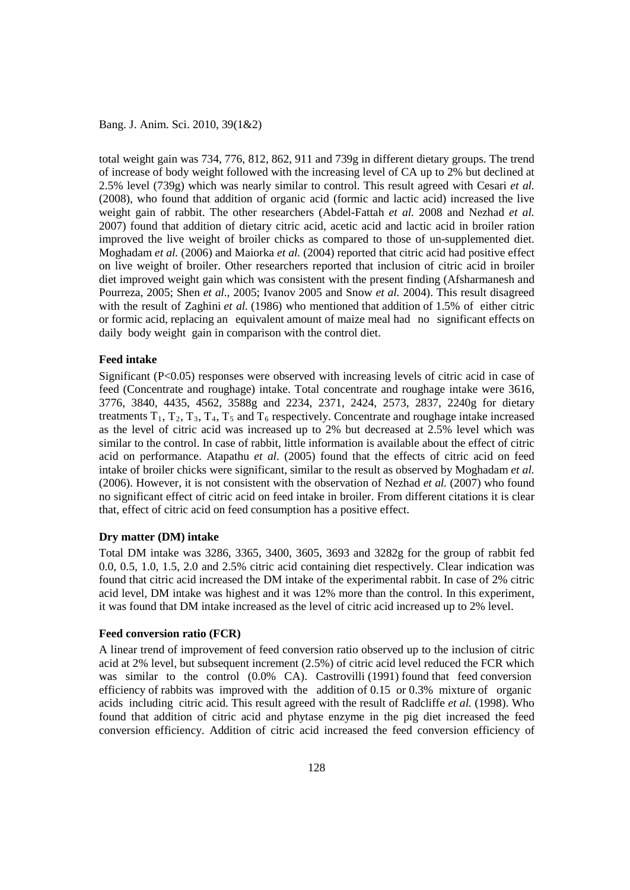total weight gain was 734, 776, 812, 862, 911 and 739g in different dietary groups. The trend of increase of body weight followed with the increasing level of CA up to 2% but declined at 2.5% level (739g) which was nearly similar to control. This result agreed with Cesari *et al.* (2008), who found that addition of organic acid (formic and lactic acid) increased the live weight gain of rabbit. The other researchers (Abdel-Fattah *et al.* 2008 and Nezhad *et al.* 2007) found that addition of dietary citric acid, acetic acid and lactic acid in broiler ration improved the live weight of broiler chicks as compared to those of un-supplemented diet. Moghadam *et al.* (2006) and Maiorka *et al.* (2004) reported that citric acid had positive effect on live weight of broiler. Other researchers reported that inclusion of citric acid in broiler diet improved weight gain which was consistent with the present finding (Afsharmanesh and Pourreza, 2005; Shen *et al.*, 2005; Ivanov 2005 and Snow *et al.* 2004). This result disagreed with the result of Zaghini *et al.* (1986) who mentioned that addition of 1.5% of either citric or formic acid, replacing an equivalent amount of maize meal had no significant effects on daily body weight gain in comparison with the control diet.

**Feed intake**

Significant ($P<0.05$) responses were observed with increasing levels of citric acid in case of feed (Concentrate and roughage) intake. Total concentrate and roughage intake were 3616, 3776, 3840, 4435, 4562, 3588g and 2234, 2371, 2424, 2573, 2837, 2240g for dietary treatments $T_1$, $T_2$, $T_3$, $T_4$, $T_5$ and $T_6$ respectively. Concentrate and roughage intake increased as the level of citric acid was increased up to 2% but decreased at 2.5% level which was similar to the control. In case of rabbit, little information is available about the effect of citric acid on performance. Atapathu *et al*. (2005) found that the effects of citric acid on feed intake of broiler chicks were significant, similar to the result as observed by Moghadam *et al*. (2006). However, it is not consistent with the observation of Nezhad *et al.* (2007) who found no significant effect of citric acid on feed intake in broiler. From different citations it is clear that, effect of citric acid on feed consumption has a positive effect.

**Dry matter (DM) intake**

Total DM intake was 3286, 3365, 3400, 3605, 3693 and 3282g for the group of rabbit fed 0.0, 0.5, 1.0, 1.5, 2.0 and 2.5% citric acid containing diet respectively. Clear indication was found that citric acid increased the DM intake of the experimental rabbit. In case of 2% citric acid level, DM intake was highest and it was 12% more than the control. In this experiment, it was found that DM intake increased as the level of citric acid increased up to 2% level.

**Feed conversion ratio (FCR)**

A linear trend of improvement of feed conversion ratio observed up to the inclusion of citric acid at 2% level, but subsequent increment (2.5%) of citric acid level reduced the FCR which was similar to the control (0.0% CA). Castrovilli (1991) found that feed conversion efficiency of rabbits was improved with the addition of 0.15 or 0.3% mixture of organic acids including citric acid. This result agreed with the result of Radcliffe *et al.* (1998). Who found that addition of citric acid and phytase enzyme in the pig diet increased the feed conversion efficiency. Addition of citric acid increased the feed conversion efficiency of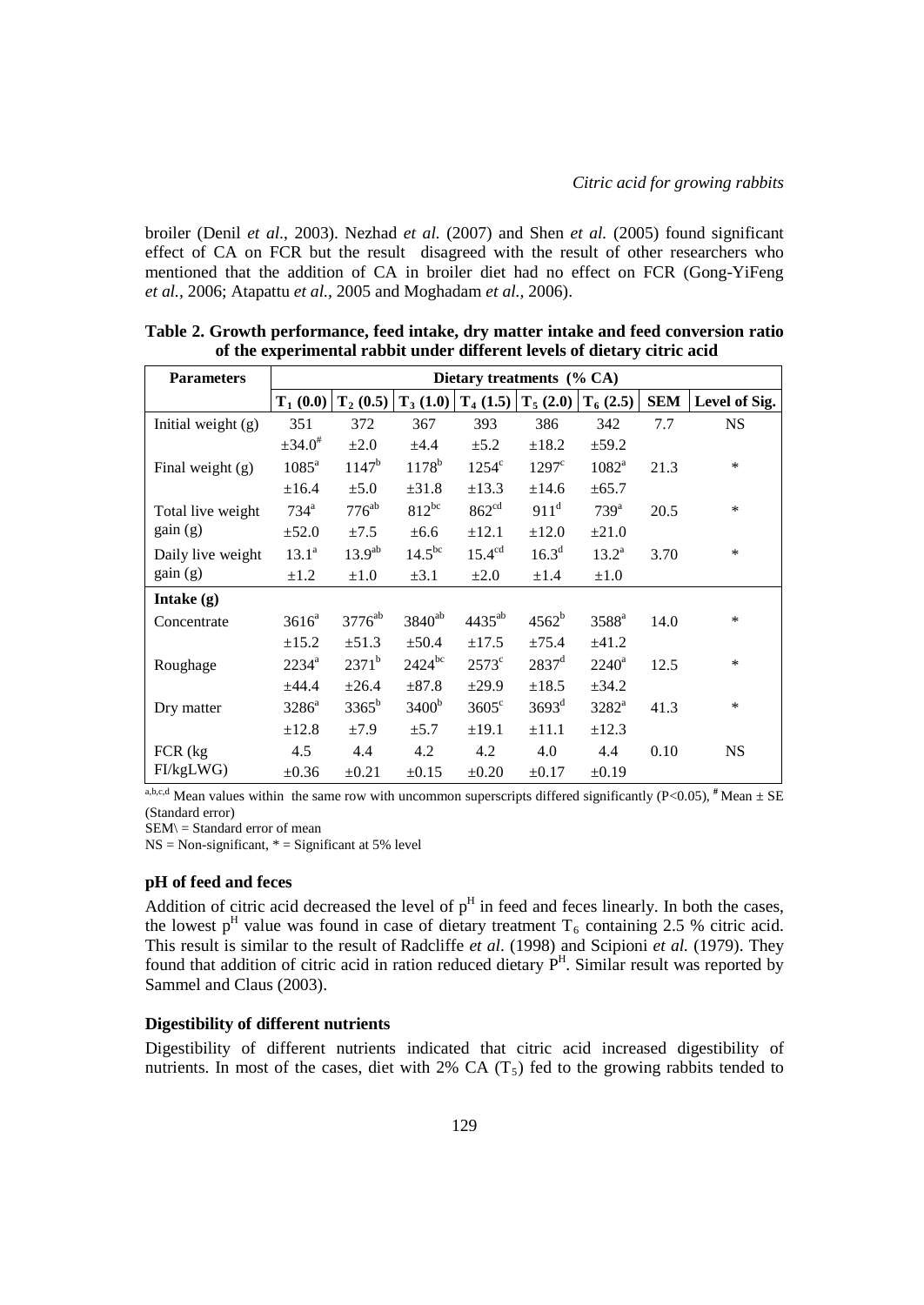broiler (Denil *et al*., 2003). Nezhad *et al.* (2007) and Shen *et al.* (2005) found significant effect of CA on FCR but the result disagreed with the result of other researchers who mentioned that the addition of CA in broiler diet had no effect on FCR (Gong-YiFeng *et al.,* 2006; Atapattu *et al.,* 2005 and Moghadam *et al.,* 2006).

**Table 2. Growth performance, feed intake, dry matter intake and feed conversion ratio of the experimental rabbit under different levels of dietary citric acid**

| Parameters | Dietary treatments (% CA) | | | | | | | |
|---|---|---|---|---|---|---|---|---|
| | $T_1$ (0.0) | $T_2$ (0.5) | $T_3$ (1.0) | $T_4$ (1.5) | $T_5$ (2.0) | $T_6$ (2.5) | SEM | Level of Sig. |
| Initial weight (g) | 351 | 372 | 367 | 393 | 386 | 342 | 7.7 | NS |
| | ±34.0[#] | ±2.0 | ±4.4 | ±5.2 | ±18.2 | ±59.2 | | |
| Final weight (g) | $1085^{a}$ | $1147^{b}$ | $1178^{b}$ | $1254^{c}$ | $1297^{c}$ | $1082^{a}$ | 21.3 | * |
| | ±16.4 | ±5.0 | ±31.8 | ±13.3 | ±14.6 | ±65.7 | | |
| Total live weight gain (g) | $734^{a}$ | $776^{ab}$ | $812^{bc}$ | $862^{cd}$ | $911^{d}$ | $739^{a}$ | 20.5 | * |
| | ±52.0 | ±7.5 | ±6.6 | ±12.1 | ±12.0 | ±21.0 | | |
| Daily live weight gain (g) | $13.1^{a}$ | $13.9^{ab}$ | $14.5^{bc}$ | $15.4^{cd}$ | $16.3^{d}$ | $13.2^{a}$ | 3.70 | * |
| | ±1.2 | ±1.0 | ±3.1 | ±2.0 | ±1.4 | ±1.0 | | |
| **Intake (g)** | | | | | | | | |
| Concentrate | $3616^{a}$ | $3776^{ab}$ | $3840^{ab}$ | $4435^{ab}$ | $4562^{b}$ | $3588^{a}$ | 14.0 | * |
| | ±15.2 | ±51.3 | ±50.4 | ±17.5 | ±75.4 | ±41.2 | | |
| Roughage | $2234^{a}$ | $2371^{b}$ | $2424^{bc}$ | $2573^{c}$ | $2837^{d}$ | $2240^{a}$ | 12.5 | * |
| | ±44.4 | ±26.4 | ±87.8 | ±29.9 | ±18.5 | ±34.2 | | |
| Dry matter | $3286^{a}$ | $3365^{b}$ | $3400^{b}$ | $3605^{c}$ | $3693^{d}$ | $3282^{a}$ | 41.3 | * |
| | ±12.8 | ±7.9 | ±5.7 | ±19.1 | ±11.1 | ±12.3 | | |
| FCR (kg FI/kgLWG) | 4.5 | 4.4 | 4.2 | 4.2 | 4.0 | 4.4 | 0.10 | NS |
| | ±0.36 | ±0.21 | ±0.15 | ±0.20 | ±0.17 | ±0.19 | | |

[a,b,c,d] Mean values within the same row with uncommon superscripts differed significantly (P<0.05), [#] Mean ± SE (Standard error)

SEM\ = Standard error of mean

NS = Non-significant, * = Significant at 5% level

### pH of feed and feces

Addition of citric acid decreased the level of $p^H$ in feed and feces linearly. In both the cases, the lowest $p^H$ value was found in case of dietary treatment $T_6$ containing 2.5 % citric acid. This result is similar to the result of Radcliffe *et al*. (1998) and Scipioni *et al.* (1979). They found that addition of citric acid in ration reduced dietary $P^H$. Similar result was reported by Sammel and Claus (2003).

### Digestibility of different nutrients

Digestibility of different nutrients indicated that citric acid increased digestibility of nutrients. In most of the cases, diet with 2% CA ($T_5$) fed to the growing rabbits tended to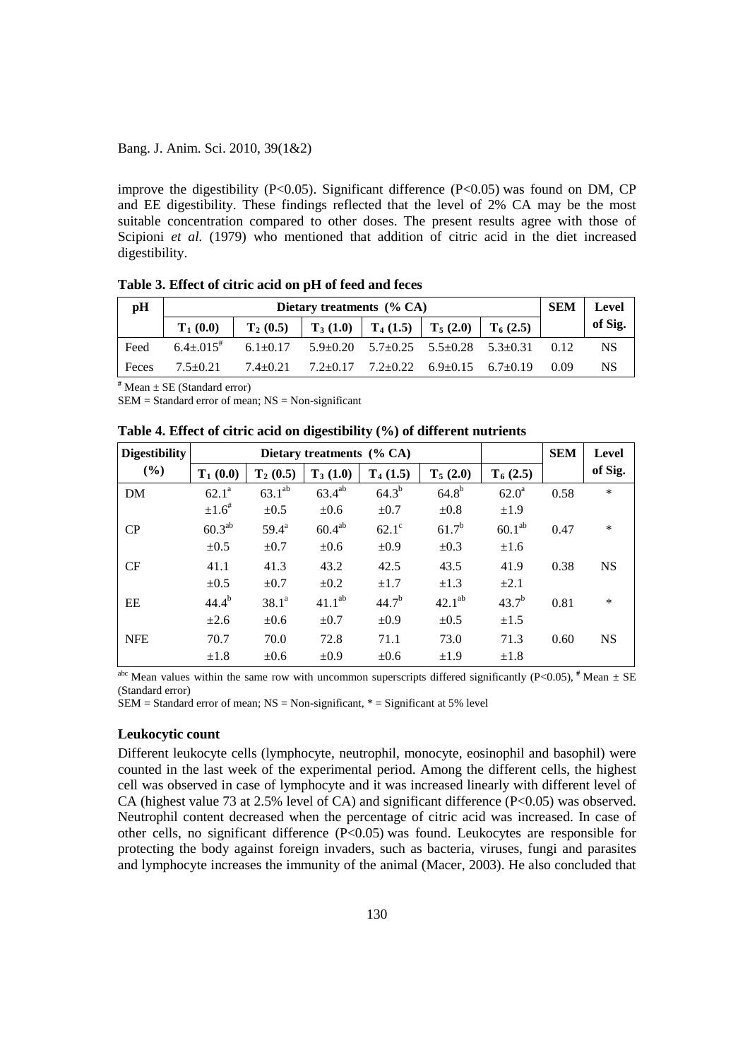improve the digestibility (P<0.05). Significant difference (P<0.05) was found on DM, CP and EE digestibility. These findings reflected that the level of 2% CA may be the most suitable concentration compared to other doses. The present results agree with those of Scipioni *et al.* (1979) who mentioned that addition of citric acid in the diet increased digestibility.

**Table 3. Effect of citric acid on pH of feed and feces**

| pH | Dietary treatments (% CA) | | | | | | SEM | Level of Sig. |
|---|---|---|---|---|---|---|---|---|
| | $T_1$ (0.0) | $T_2$ (0.5) | $T_3$ (1.0) | $T_4$ (1.5) | $T_5$ (2.0) | $T_6$ (2.5) | | |
| Feed | 6.4±.015[#] | 6.1±0.17 | 5.9±0.20 | 5.7±0.25 | 5.5±0.28 | 5.3±0.31 | 0.12 | NS |
| Feces | 7.5±0.21 | 7.4±0.21 | 7.2±0.17 | 7.2±0.22 | 6.9±0.15 | 6.7±0.19 | 0.09 | NS |

[#] Mean ± SE (Standard error)

SEM = Standard error of mean; NS = Non-significant

**Table 4. Effect of citric acid on digestibility (%) of different nutrients**

| Digestibility (%) | Dietary treatments (% CA) | | | | | | SEM | Level of Sig. |
|---|---|---|---|---|---|---|---|---|
| | $T_1$ (0.0) | $T_2$ (0.5) | $T_3$ (1.0) | $T_4$ (1.5) | $T_5$ (2.0) | $T_6$ (2.5) | | |
| DM | $62.1^{a}$ ±1.6[#] | $63.1^{ab}$ ±0.5 | $63.4^{ab}$ ±0.6 | $64.3^{b}$ ±0.7 | $64.8^{b}$ ±0.8 | $62.0^{a}$ ±1.9 | 0.58 | * |
| CP | $60.3^{ab}$ ±0.5 | $59.4^{a}$ ±0.7 | $60.4^{ab}$ ±0.6 | $62.1^{c}$ ±0.9 | $61.7^{b}$ ±0.3 | $60.1^{ab}$ ±1.6 | 0.47 | * |
| CF | 41.1 ±0.5 | 41.3 ±0.7 | 43.2 ±0.2 | 42.5 ±1.7 | 43.5 ±1.3 | 41.9 ±2.1 | 0.38 | NS |
| EE | $44.4^{b}$ ±2.6 | $38.1^{a}$ ±0.6 | $41.1^{ab}$ ±0.7 | $44.7^{b}$ ±0.9 | $42.1^{ab}$ ±0.5 | $43.7^{b}$ ±1.5 | 0.81 | * |
| NFE | 70.7 ±1.8 | 70.0 ±0.6 | 72.8 ±0.9 | 71.1 ±0.6 | 73.0 ±1.9 | 71.3 ±1.8 | 0.60 | NS |

[abc] Mean values within the same row with uncommon superscripts differed significantly (P<0.05), [#] Mean ± SE (Standard error)

SEM = Standard error of mean; NS = Non-significant, * = Significant at 5% level

### Leukocytic count

Different leukocyte cells (lymphocyte, neutrophil, monocyte, eosinophil and basophil) were counted in the last week of the experimental period. Among the different cells, the highest cell was observed in case of lymphocyte and it was increased linearly with different level of CA (highest value 73 at 2.5% level of CA) and significant difference (P<0.05) was observed. Neutrophil content decreased when the percentage of citric acid was increased. In case of other cells, no significant difference (P<0.05) was found. Leukocytes are responsible for protecting the body against foreign invaders, such as bacteria, viruses, fungi and parasites and lymphocyte increases the immunity of the animal (Macer, 2003). He also concluded that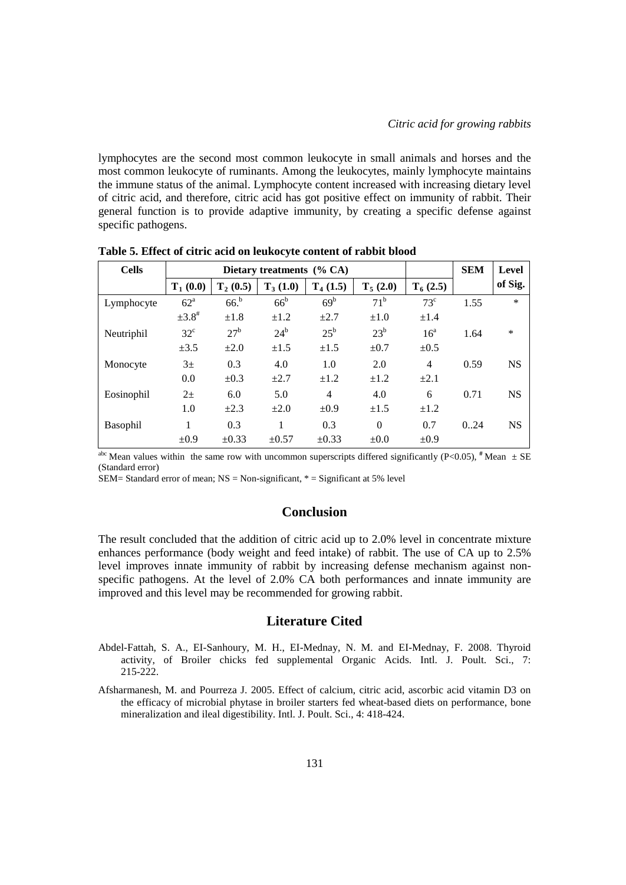lymphocytes are the second most common leukocyte in small animals and horses and the most common leukocyte of ruminants. Among the leukocytes, mainly lymphocyte maintains the immune status of the animal. Lymphocyte content increased with increasing dietary level of citric acid, and therefore, citric acid has got positive effect on immunity of rabbit. Their general function is to provide adaptive immunity, by creating a specific defense against specific pathogens.

**Table 5. Effect of citric acid on leukocyte content of rabbit blood**

| Cells | Dietary treatments (% CA) | | | | | | SEM | Level of Sig. |
|---|---|---|---|---|---|---|---|---|
| | $T_1$ (0.0) | $T_2$ (0.5) | $T_3$ (1.0) | $T_4$ (1.5) | $T_5$ (2.0) | $T_6$ (2.5) | | |
| Lymphocyte | $62^a$ ±$3.8^\#$ | $66.^b$ ±1.8 | $66^b$ ±1.2 | $69^b$ ±2.7 | $71^b$ ±1.0 | $73^c$ ±1.4 | 1.55 | * |
| Neutriphil | $32^c$ ±3.5 | $27^b$ ±2.0 | $24^b$ ±1.5 | $25^b$ ±1.5 | $23^b$ ±0.7 | $16^a$ ±0.5 | 1.64 | * |
| Monocyte | 3± 0.0 | 0.3 ±0.3 | 4.0 ±2.7 | 1.0 ±1.2 | 2.0 ±1.2 | 4 ±2.1 | 0.59 | NS |
| Eosinophil | 2± 1.0 | 6.0 ±2.3 | 5.0 ±2.0 | 4 ±0.9 | 4.0 ±1.5 | 6 ±1.2 | 0.71 | NS |
| Basophil | 1 ±0.9 | 0.3 ±0.33 | 1 ±0.57 | 0.3 ±0.33 | 0 ±0.0 | 0.7 ±0.9 | 0..24 | NS |

[abc] Mean values within the same row with uncommon superscripts differed significantly ($P<0.05$), [#] Mean ± SE (Standard error)

SEM= Standard error of mean; NS = Non-significant, * = Significant at 5% level

## Conclusion

The result concluded that the addition of citric acid up to 2.0% level in concentrate mixture enhances performance (body weight and feed intake) of rabbit. The use of CA up to 2.5% level improves innate immunity of rabbit by increasing defense mechanism against non-specific pathogens. At the level of 2.0% CA both performances and innate immunity are improved and this level may be recommended for growing rabbit.

## Literature Cited

Abdel-Fattah, S. A., EI-Sanhoury, M. H., EI-Mednay, N. M. and EI-Mednay, F. 2008. Thyroid activity, of Broiler chicks fed supplemental Organic Acids. Intl. J. Poult. Sci., 7: 215-222.

Afsharmanesh, M. and Pourreza J. 2005. Effect of calcium, citric acid, ascorbic acid vitamin D3 on the efficacy of microbial phytase in broiler starters fed wheat-based diets on performance, bone mineralization and ileal digestibility. Intl. J. Poult. Sci., 4: 418-424.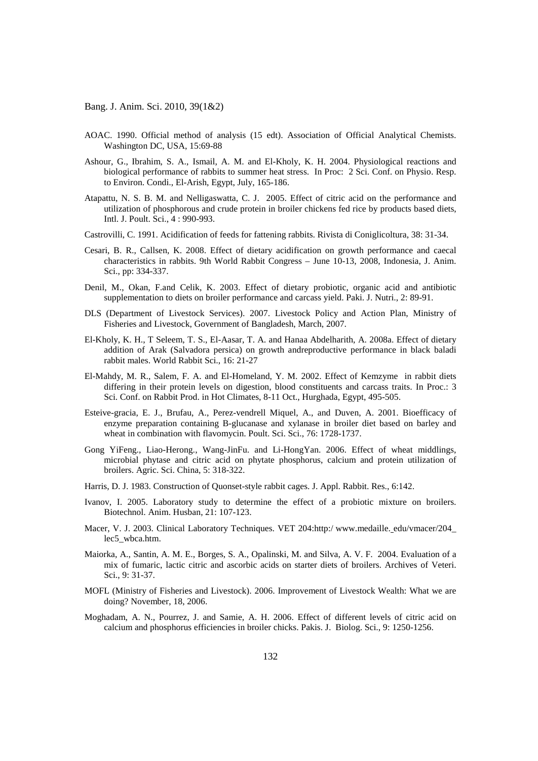AOAC. 1990. Official method of analysis (15 edt). Association of Official Analytical Chemists. Washington DC, USA, 15:69-88

Ashour, G., Ibrahim, S. A., Ismail, A. M. and El-Kholy, K. H. 2004. Physiological reactions and biological performance of rabbits to summer heat stress. In Proc: 2 Sci. Conf. on Physio. Resp. to Environ. Condi., El-Arish, Egypt, July, 165-186.

Atapattu, N. S. B. M. and Nelligaswatta, C. J. 2005. Effect of citric acid on the performance and utilization of phosphorous and crude protein in broiler chickens fed rice by products based diets, Intl. J. Poult. Sci., 4 : 990-993.

Castrovilli, C. 1991. Acidification of feeds for fattening rabbits. Rivista di Coniglicoltura, 38: 31-34.

Cesari, B. R., Callsen, K. 2008. Effect of dietary acidification on growth performance and caecal characteristics in rabbits. 9th World Rabbit Congress – June 10-13, 2008, Indonesia, J. Anim. Sci., pp: 334-337.

Denil, M., Okan, F.and Celik, K. 2003. Effect of dietary probiotic, organic acid and antibiotic supplementation to diets on broiler performance and carcass yield. Paki. J. Nutri., 2: 89-91.

DLS (Department of Livestock Services). 2007. Livestock Policy and Action Plan, Ministry of Fisheries and Livestock, Government of Bangladesh, March, 2007.

El-Kholy, K. H., T Seleem, T. S., El-Aasar, T. A. and Hanaa Abdelharith, A. 2008a. Effect of dietary addition of Arak (Salvadora persica) on growth andreproductive performance in black baladi rabbit males. World Rabbit Sci., 16: 21-27

El-Mahdy, M. R., Salem, F. A. and El-Homeland, Y. M. 2002. Effect of Kemzyme in rabbit diets differing in their protein levels on digestion, blood constituents and carcass traits. In Proc.: 3 Sci. Conf. on Rabbit Prod. in Hot Climates, 8-11 Oct., Hurghada, Egypt, 495-505.

Esteive-gracia, E. J., Brufau, A., Perez-vendrell Miquel, A., and Duven, A. 2001. Bioefficacy of enzyme preparation containing B-glucanase and xylanase in broiler diet based on barley and wheat in combination with flavomycin. Poult. Sci. Sci., 76: 1728-1737.

Gong YiFeng., Liao-Herong., Wang-JinFu. and Li-HongYan. 2006. Effect of wheat middlings, microbial phytase and citric acid on phytate phosphorus, calcium and protein utilization of broilers. Agric. Sci. China, 5: 318-322.

Harris, D. J. 1983. Construction of Quonset-style rabbit cages. J. Appl. Rabbit. Res., 6:142.

Ivanov, I. 2005. Laboratory study to determine the effect of a probiotic mixture on broilers. Biotechnol. Anim. Husban, 21: 107-123.

Macer, V. J. 2003. Clinical Laboratory Techniques. VET 204:http:/ www.medaille._edu/vmacer/204_ lec5_wbca.htm.

Maiorka, A., Santin, A. M. E., Borges, S. A., Opalinski, M. and Silva, A. V. F. 2004. Evaluation of a mix of fumaric, lactic citric and ascorbic acids on starter diets of broilers. Archives of Veteri. Sci., 9: 31-37.

MOFL (Ministry of Fisheries and Livestock). 2006. Improvement of Livestock Wealth: What we are doing? November, 18, 2006.

Moghadam, A. N., Pourrez, J. and Samie, A. H. 2006. Effect of different levels of citric acid on calcium and phosphorus efficiencies in broiler chicks. Pakis. J. Biolog. Sci., 9: 1250-1256.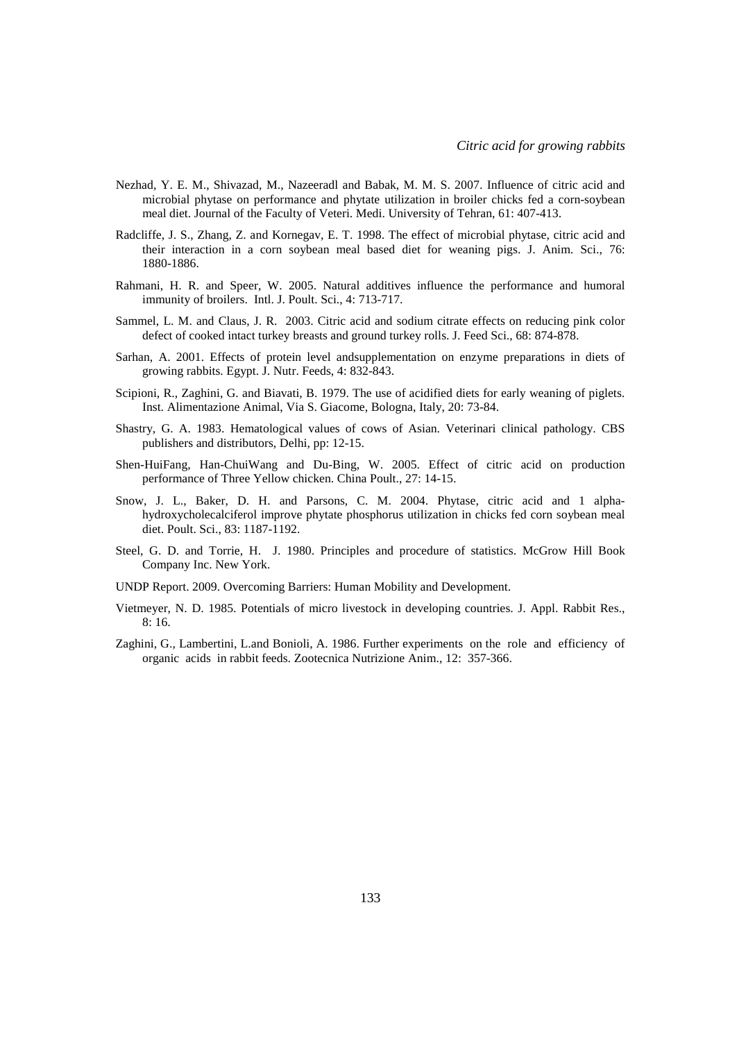Nezhad, Y. E. M., Shivazad, M., Nazeeradl and Babak, M. M. S. 2007. Influence of citric acid and microbial phytase on performance and phytate utilization in broiler chicks fed a corn-soybean meal diet. Journal of the Faculty of Veteri. Medi. University of Tehran, 61: 407-413.

Radcliffe, J. S., Zhang, Z. and Kornegav, E. T. 1998. The effect of microbial phytase, citric acid and their interaction in a corn soybean meal based diet for weaning pigs. J. Anim. Sci., 76: 1880-1886.

Rahmani, H. R. and Speer, W. 2005. Natural additives influence the performance and humoral immunity of broilers. Intl. J. Poult. Sci., 4: 713-717.

Sammel, L. M. and Claus, J. R. 2003. Citric acid and sodium citrate effects on reducing pink color defect of cooked intact turkey breasts and ground turkey rolls. J. Feed Sci., 68: 874-878.

Sarhan, A. 2001. Effects of protein level andsupplementation on enzyme preparations in diets of growing rabbits. Egypt. J. Nutr. Feeds, 4: 832-843.

Scipioni, R., Zaghini, G. and Biavati, B. 1979. The use of acidified diets for early weaning of piglets. Inst. Alimentazione Animal, Via S. Giacome, Bologna, Italy, 20: 73-84.

Shastry, G. A. 1983. Hematological values of cows of Asian. Veterinari clinical pathology. CBS publishers and distributors, Delhi, pp: 12-15.

Shen-HuiFang, Han-ChuiWang and Du-Bing, W. 2005. Effect of citric acid on production performance of Three Yellow chicken. China Poult., 27: 14-15.

Snow, J. L., Baker, D. H. and Parsons, C. M. 2004. Phytase, citric acid and 1 alpha-hydroxycholecalciferol improve phytate phosphorus utilization in chicks fed corn soybean meal diet. Poult. Sci., 83: 1187-1192.

Steel, G. D. and Torrie, H. J. 1980. Principles and procedure of statistics. McGrow Hill Book Company Inc. New York.

UNDP Report. 2009. Overcoming Barriers: Human Mobility and Development.

Vietmeyer, N. D. 1985. Potentials of micro livestock in developing countries. J. Appl. Rabbit Res., 8: 16.

Zaghini, G., Lambertini, L.and Bonioli, A. 1986. Further experiments on the role and efficiency of organic acids in rabbit feeds. Zootecnica Nutrizione Anim., 12: 357-366.